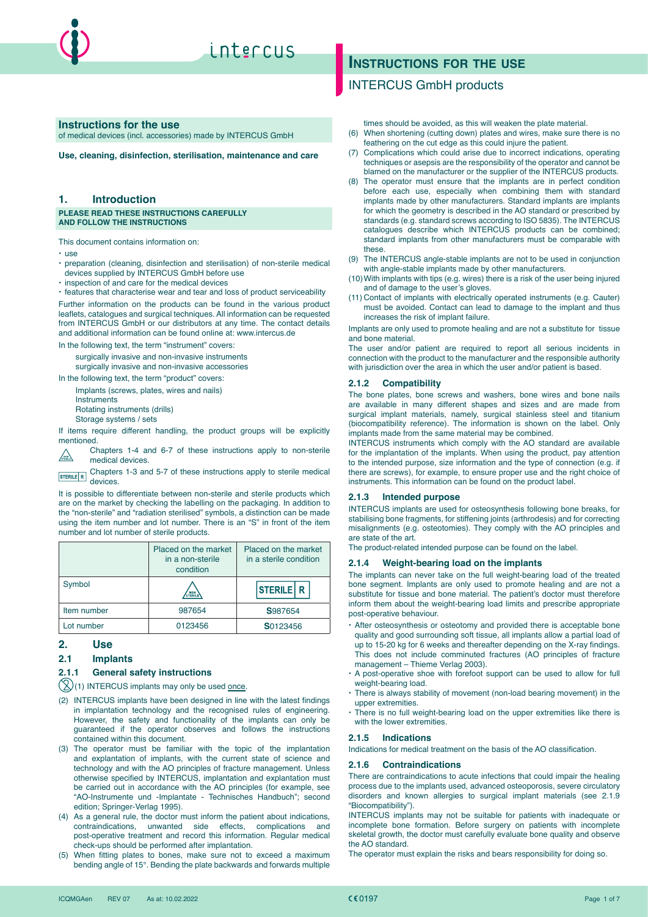# Instructions for the use

## INTERCUS GmbH products

**Instructions for the use**
of medical devices (incl. accessories) made by INTERCUS GmbH

**Use, cleaning, disinfection, sterilisation, maintenance and care**

## 1. Introduction

**PLEASE READ THESE INSTRUCTIONS CAREFULLY AND FOLLOW THE INSTRUCTIONS**

This document contains information on:

- use
- preparation (cleaning, disinfection and sterilisation) of non-sterile medical devices supplied by INTERCUS GmbH before use
- inspection of and care for the medical devices
- features that characterise wear and tear and loss of product serviceability

Further information on the products can be found in the various product leaflets, catalogues and surgical techniques. All information can be requested from INTERCUS GmbH or our distributors at any time. The contact details and additional information can be found online at: www.intercus.de

In the following text, the term "instrument" covers:

surgically invasive and non-invasive instruments
surgically invasive and non-invasive accessories

In the following text, the term "product" covers:

Implants (screws, plates, wires and nails)
Instruments
Rotating instruments (drills)
Storage systems / sets

If items require different handling, the product groups will be explicitly mentioned.

NON STERILE: Chapters 1-4 and 6-7 of these instructions apply to non-sterile medical devices.

STERILE R: Chapters 1-3 and 5-7 of these instructions apply to sterile medical devices.

It is possible to differentiate between non-sterile and sterile products which are on the market by checking the labelling on the packaging. In addition to the "non-sterile" and "radiation sterilised" symbols, a distinction can be made using the item number and lot number. There is an "S" in front of the item number and lot number of sterile products.

| | Placed on the market in a non-sterile condition | Placed on the market in a sterile condition |
|---|---|---|
| Symbol | NON STERILE | STERILE R |
| Item number | 987654 | **S**987654 |
| Lot number | 0123456 | **S**0123456 |

## 2. Use

### 2.1 Implants

#### 2.1.1 General safety instructions

(1) INTERCUS implants may only be used once.

(2) INTERCUS implants have been designed in line with the latest findings in implantation technology and the recognised rules of engineering. However, the safety and functionality of the implants can only be guaranteed if the operator observes and follows the instructions contained within this document.

(3) The operator must be familiar with the topic of the implantation and explantation of implants, with the current state of science and technology and with the AO principles of fracture management. Unless otherwise specified by INTERCUS, implantation and explantation must be carried out in accordance with the AO principles (for example, see "AO-Instrumente und -Implantate - Technisches Handbuch"; second edition; Springer-Verlag 1995).

(4) As a general rule, the doctor must inform the patient about indications, contraindications, unwanted side effects, complications and post-operative treatment and record this information. Regular medical check-ups should be performed after implantation.

(5) When fitting plates to bones, make sure not to exceed a maximum bending angle of 15°. Bending the plate backwards and forwards multiple times should be avoided, as this will weaken the plate material.

(6) When shortening (cutting down) plates and wires, make sure there is no feathering on the cut edge as this could injure the patient.

(7) Complications which could arise due to incorrect indications, operating techniques or asepsis are the responsibility of the operator and cannot be blamed on the manufacturer or the supplier of the INTERCUS products.

(8) The operator must ensure that the implants are in perfect condition before each use, especially when combining them with standard implants made by other manufacturers. Standard implants are implants for which the geometry is described in the AO standard or prescribed by standards (e.g. standard screws according to ISO 5835). The INTERCUS catalogues describe which INTERCUS products can be combined; standard implants from other manufacturers must be comparable with these.

(9) The INTERCUS angle-stable implants are not to be used in conjunction with angle-stable implants made by other manufacturers.

(10) With implants with tips (e.g. wires) there is a risk of the user being injured and of damage to the user's gloves.

(11) Contact of implants with electrically operated instruments (e.g. Cauter) must be avoided. Contact can lead to damage to the implant and thus increases the risk of implant failure.

Implants are only used to promote healing and are not a substitute for tissue and bone material.

The user and/or patient are required to report all serious incidents in connection with the product to the manufacturer and the responsible authority with jurisdiction over the area in which the user and/or patient is based.

#### 2.1.2 Compatibility

The bone plates, bone screws and washers, bone wires and bone nails are available in many different shapes and sizes and are made from surgical implant materials, namely, surgical stainless steel and titanium (biocompatibility reference). The information is shown on the label. Only implants made from the same material may be combined.

INTERCUS instruments which comply with the AO standard are available for the implantation of the implants. When using the product, pay attention to the intended purpose, size information and the type of connection (e.g. if there are screws), for example, to ensure proper use and the right choice of instruments. This information can be found on the product label.

#### 2.1.3 Intended purpose

INTERCUS implants are used for osteosynthesis following bone breaks, for stabilising bone fragments, for stiffening joints (arthrodesis) and for correcting misalignments (e.g. osteotomies). They comply with the AO principles and are state of the art.

The product-related intended purpose can be found on the label.

#### 2.1.4 Weight-bearing load on the implants

The implants can never take on the full weight-bearing load of the treated bone segment. Implants are only used to promote healing and are not a substitute for tissue and bone material. The patient's doctor must therefore inform them about the weight-bearing load limits and prescribe appropriate post-operative behaviour.

- After osteosynthesis or osteotomy and provided there is acceptable bone quality and good surrounding soft tissue, all implants allow a partial load of up to 15-20 kg for 6 weeks and thereafter depending on the X-ray findings. This does not include comminuted fractures (AO principles of fracture management – Thieme Verlag 2003).
- A post-operative shoe with forefoot support can be used to allow for full weight-bearing load.
- There is always stability of movement (non-load bearing movement) in the upper extremities.
- There is no full weight-bearing load on the upper extremities like there is with the lower extremities.

#### 2.1.5 Indications

Indications for medical treatment on the basis of the AO classification.

#### 2.1.6 Contraindications

There are contraindications to acute infections that could impair the healing process due to the implants used, advanced osteoporosis, severe circulatory disorders and known allergies to surgical implant materials (see 2.1.9 "Biocompatibility").

INTERCUS implants may not be suitable for patients with inadequate or incomplete bone formation. Before surgery on patients with incomplete skeletal growth, the doctor must carefully evaluate bone quality and observe the AO standard.

The operator must explain the risks and bears responsibility for doing so.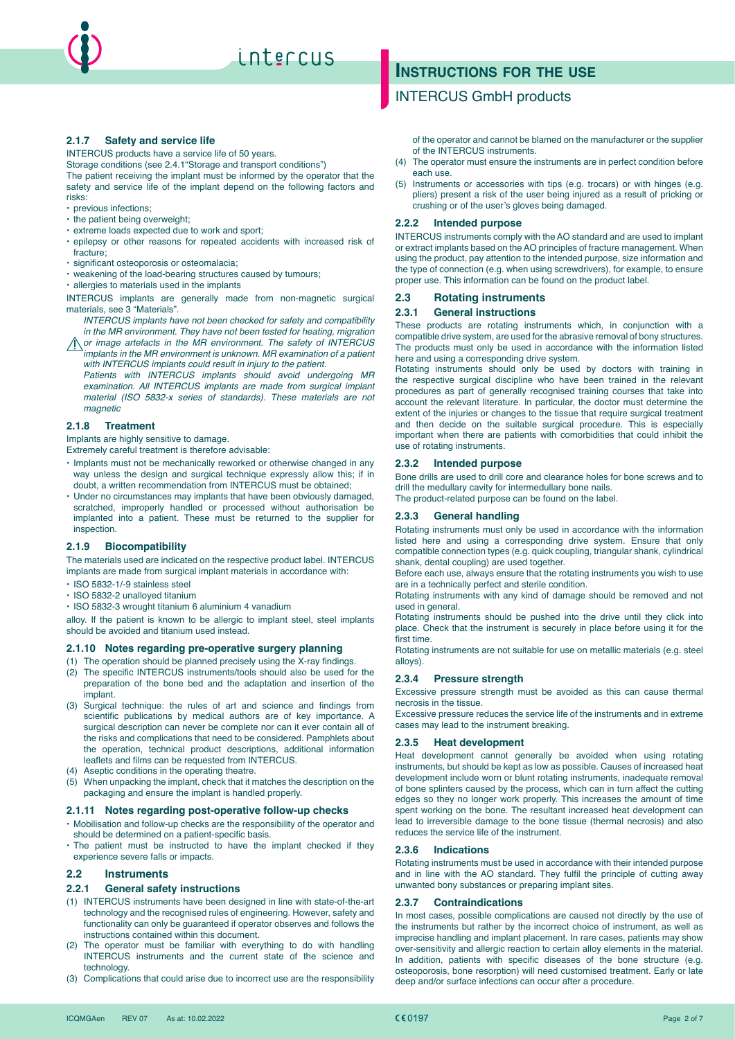### 2.1.7 Safety and service life

INTERCUS products have a service life of 50 years.

Storage conditions (see 2.4.1"Storage and transport conditions")

The patient receiving the implant must be informed by the operator that the safety and service life of the implant depend on the following factors and risks:

- previous infections;
- the patient being overweight;
- extreme loads expected due to work and sport;
- epilepsy or other reasons for repeated accidents with increased risk of fracture;
- significant osteoporosis or osteomalacia;
- weakening of the load-bearing structures caused by tumours;
- allergies to materials used in the implants

INTERCUS implants are generally made from non-magnetic surgical materials, see 3 "Materials".

⚠ *INTERCUS implants have not been checked for safety and compatibility in the MR environment. They have not been tested for heating, migration or image artefacts in the MR environment. The safety of INTERCUS implants in the MR environment is unknown. MR examination of a patient with INTERCUS implants could result in injury to the patient.*

*Patients with INTERCUS implants should avoid undergoing MR examination. All INTERCUS implants are made from surgical implant material (ISO 5832-x series of standards). These materials are not magnetic*

### 2.1.8 Treatment

Implants are highly sensitive to damage.

Extremely careful treatment is therefore advisable:

- Implants must not be mechanically reworked or otherwise changed in any way unless the design and surgical technique expressly allow this; if in doubt, a written recommendation from INTERCUS must be obtained;
- Under no circumstances may implants that have been obviously damaged, scratched, improperly handled or processed without authorisation be implanted into a patient. These must be returned to the supplier for inspection.

### 2.1.9 Biocompatibility

The materials used are indicated on the respective product label. INTERCUS implants are made from surgical implant materials in accordance with:

- ISO 5832-1/-9 stainless steel
- ISO 5832-2 unalloyed titanium
- ISO 5832-3 wrought titanium 6 aluminium 4 vanadium

alloy. If the patient is known to be allergic to implant steel, steel implants should be avoided and titanium used instead.

### 2.1.10 Notes regarding pre-operative surgery planning

(1) The operation should be planned precisely using the X-ray findings.
(2) The specific INTERCUS instruments/tools should also be used for the preparation of the bone bed and the adaptation and insertion of the implant.
(3) Surgical technique: the rules of art and science and findings from scientific publications by medical authors are of key importance. A surgical description can never be complete nor can it ever contain all of the risks and complications that need to be considered. Pamphlets about the operation, technical product descriptions, additional information leaflets and films can be requested from INTERCUS.
(4) Aseptic conditions in the operating theatre.
(5) When unpacking the implant, check that it matches the description on the packaging and ensure the implant is handled properly.

### 2.1.11 Notes regarding post-operative follow-up checks

- Mobilisation and follow-up checks are the responsibility of the operator and should be determined on a patient-specific basis.
- The patient must be instructed to have the implant checked if they experience severe falls or impacts.

## 2.2 Instruments

### 2.2.1 General safety instructions

(1) INTERCUS instruments have been designed in line with state-of-the-art technology and the recognised rules of engineering. However, safety and functionality can only be guaranteed if operator observes and follows the instructions contained within this document.
(2) The operator must be familiar with everything to do with handling INTERCUS instruments and the current state of the science and technology.
(3) Complications that could arise due to incorrect use are the responsibility of the operator and cannot be blamed on the manufacturer or the supplier of the INTERCUS instruments.
(4) The operator must ensure the instruments are in perfect condition before each use.
(5) Instruments or accessories with tips (e.g. trocars) or with hinges (e.g. pliers) present a risk of the user being injured as a result of pricking or crushing or of the user's gloves being damaged.

### 2.2.2 Intended purpose

INTERCUS instruments comply with the AO standard and are used to implant or extract implants based on the AO principles of fracture management. When using the product, pay attention to the intended purpose, size information and the type of connection (e.g. when using screwdrivers), for example, to ensure proper use. This information can be found on the product label.

## 2.3 Rotating instruments

### 2.3.1 General instructions

These products are rotating instruments which, in conjunction with a compatible drive system, are used for the abrasive removal of bony structures. The products must only be used in accordance with the information listed here and using a corresponding drive system.

Rotating instruments should only be used by doctors with training in the respective surgical discipline who have been trained in the relevant procedures as part of generally recognised training courses that take into account the relevant literature. In particular, the doctor must determine the extent of the injuries or changes to the tissue that require surgical treatment and then decide on the suitable surgical procedure. This is especially important when there are patients with comorbidities that could inhibit the use of rotating instruments.

### 2.3.2 Intended purpose

Bone drills are used to drill core and clearance holes for bone screws and to drill the medullary cavity for intermedullary bone nails.

The product-related purpose can be found on the label.

### 2.3.3 General handling

Rotating instruments must only be used in accordance with the information listed here and using a corresponding drive system. Ensure that only compatible connection types (e.g. quick coupling, triangular shank, cylindrical shank, dental coupling) are used together.

Before each use, always ensure that the rotating instruments you wish to use are in a technically perfect and sterile condition.

Rotating instruments with any kind of damage should be removed and not used in general.

Rotating instruments should be pushed into the drive until they click into place. Check that the instrument is securely in place before using it for the first time.

Rotating instruments are not suitable for use on metallic materials (e.g. steel alloys).

### 2.3.4 Pressure strength

Excessive pressure strength must be avoided as this can cause thermal necrosis in the tissue.

Excessive pressure reduces the service life of the instruments and in extreme cases may lead to the instrument breaking.

### 2.3.5 Heat development

Heat development cannot generally be avoided when using rotating instruments, but should be kept as low as possible. Causes of increased heat development include worn or blunt rotating instruments, inadequate removal of bone splinters caused by the process, which can in turn affect the cutting edges so they no longer work properly. This increases the amount of time spent working on the bone. The resultant increased heat development can lead to irreversible damage to the bone tissue (thermal necrosis) and also reduces the service life of the instrument.

### 2.3.6 Indications

Rotating instruments must be used in accordance with their intended purpose and in line with the AO standard. They fulfil the principle of cutting away unwanted bony substances or preparing implant sites.

### 2.3.7 Contraindications

In most cases, possible complications are caused not directly by the use of the instruments but rather by the incorrect choice of instrument, as well as imprecise handling and implant placement. In rare cases, patients may show over-sensitivity and allergic reaction to certain alloy elements in the material. In addition, patients with specific diseases of the bone structure (e.g. osteoporosis, bone resorption) will need customised treatment. Early or late deep and/or surface infections can occur after a procedure.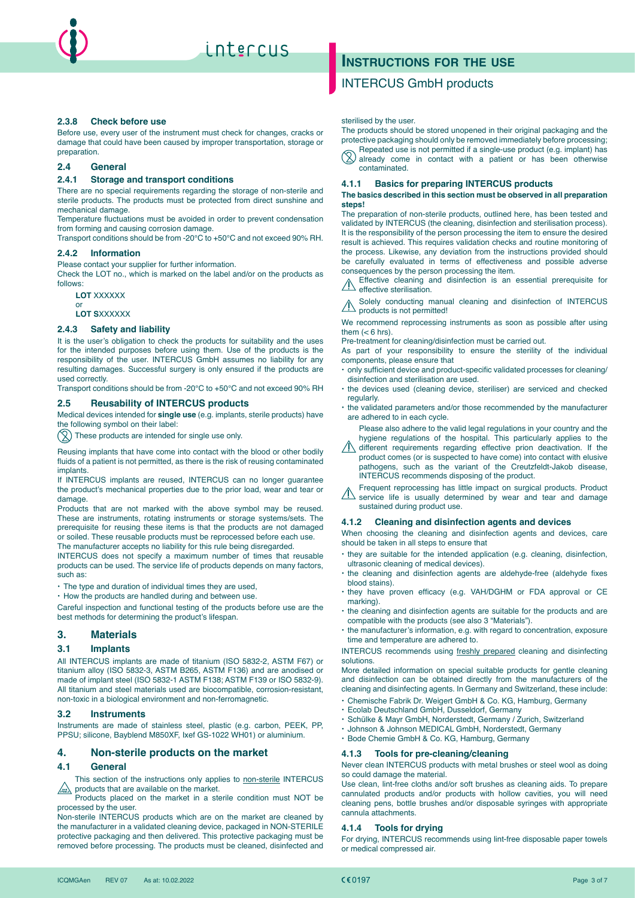### 2.3.8 Check before use

Before use, every user of the instrument must check for changes, cracks or damage that could have been caused by improper transportation, storage or preparation.

## 2.4 General

### 2.4.1 Storage and transport conditions

There are no special requirements regarding the storage of non-sterile and sterile products. The products must be protected from direct sunshine and mechanical damage.

Temperature fluctuations must be avoided in order to prevent condensation from forming and causing corrosion damage.

Transport conditions should be from -20°C to +50°C and not exceed 90% RH.

### 2.4.2 Information

Please contact your supplier for further information.

Check the LOT no., which is marked on the label and/or on the products as follows:

**LOT** XXXXXX
or
**LOT S**XXXXXX

### 2.4.3 Safety and liability

It is the user's obligation to check the products for suitability and the uses for the intended purposes before using them. Use of the products is the responsibility of the user. INTERCUS GmbH assumes no liability for any resulting damages. Successful surgery is only ensured if the products are used correctly.

Transport conditions should be from -20°C to +50°C and not exceed 90% RH

## 2.5 Reusability of INTERCUS products

Medical devices intended for **single use** (e.g. implants, sterile products) have the following symbol on their label:

These products are intended for single use only.

Reusing implants that have come into contact with the blood or other bodily fluids of a patient is not permitted, as there is the risk of reusing contaminated implants.

If INTERCUS implants are reused, INTERCUS can no longer guarantee the product's mechanical properties due to the prior load, wear and tear or damage.

Products that are not marked with the above symbol may be reused. These are instruments, rotating instruments or storage systems/sets. The prerequisite for reusing these items is that the products are not damaged or soiled. These reusable products must be reprocessed before each use.

The manufacturer accepts no liability for this rule being disregarded.

INTERCUS does not specify a maximum number of times that reusable products can be used. The service life of products depends on many factors, such as:

- The type and duration of individual times they are used,
- How the products are handled during and between use.

Careful inspection and functional testing of the products before use are the best methods for determining the product's lifespan.

# 3. Materials

## 3.1 Implants

All INTERCUS implants are made of titanium (ISO 5832-2, ASTM F67) or titanium alloy (ISO 5832-3, ASTM B265, ASTM F136) and are anodised or made of implant steel (ISO 5832-1 ASTM F138; ASTM F139 or ISO 5832-9). All titanium and steel materials used are biocompatible, corrosion-resistant, non-toxic in a biological environment and non-ferromagnetic.

## 3.2 Instruments

Instruments are made of stainless steel, plastic (e.g. carbon, PEEK, PP, PPSU; silicone, Bayblend M850XF, Ixef GS-1022 WH01) or aluminium.

# 4. Non-sterile products on the market

## 4.1 General

This section of the instructions only applies to non-sterile INTERCUS products that are available on the market.

Products placed on the market in a sterile condition must NOT be processed by the user.

Non-sterile INTERCUS products which are on the market are cleaned by the manufacturer in a validated cleaning device, packaged in NON-STERILE protective packaging and then delivered. This protective packaging must be removed before processing. The products must be cleaned, disinfected and sterilised by the user.

The products should be stored unopened in their original packaging and the protective packaging should only be removed immediately before processing;

Repeated use is not permitted if a single-use product (e.g. implant) has already come in contact with a patient or has been otherwise contaminated.

### 4.1.1 Basics for preparing INTERCUS products

**The basics described in this section must be observed in all preparation steps!**

The preparation of non-sterile products, outlined here, has been tested and validated by INTERCUS (the cleaning, disinfection and sterilisation process). It is the responsibility of the person processing the item to ensure the desired result is achieved. This requires validation checks and routine monitoring of the process. Likewise, any deviation from the instructions provided should be carefully evaluated in terms of effectiveness and possible adverse consequences by the person processing the item.

Effective cleaning and disinfection is an essential prerequisite for effective sterilisation.

Solely conducting manual cleaning and disinfection of INTERCUS products is not permitted!

We recommend reprocessing instruments as soon as possible after using them (< 6 hrs).

Pre-treatment for cleaning/disinfection must be carried out.

As part of your responsibility to ensure the sterility of the individual components, please ensure that

- only sufficient device and product-specific validated processes for cleaning/disinfection and sterilisation are used.
- the devices used (cleaning device, steriliser) are serviced and checked regularly.
- the validated parameters and/or those recommended by the manufacturer are adhered to in each cycle.

Please also adhere to the valid legal regulations in your country and the hygiene regulations of the hospital. This particularly applies to the different requirements regarding effective prion deactivation. If the product comes (or is suspected to have come) into contact with elusive pathogens, such as the variant of the Creutzfeldt-Jakob disease, INTERCUS recommends disposing of the product.

Frequent reprocessing has little impact on surgical products. Product service life is usually determined by wear and tear and damage sustained during product use.

### 4.1.2 Cleaning and disinfection agents and devices

When choosing the cleaning and disinfection agents and devices, care should be taken in all steps to ensure that

- they are suitable for the intended application (e.g. cleaning, disinfection, ultrasonic cleaning of medical devices).
- the cleaning and disinfection agents are aldehyde-free (aldehyde fixes blood stains).
- they have proven efficacy (e.g. VAH/DGHM or FDA approval or CE marking).
- the cleaning and disinfection agents are suitable for the products and are compatible with the products (see also 3 "Materials").
- the manufacturer's information, e.g. with regard to concentration, exposure time and temperature are adhered to.

INTERCUS recommends using freshly prepared cleaning and disinfecting solutions.

More detailed information on special suitable products for gentle cleaning and disinfection can be obtained directly from the manufacturers of the cleaning and disinfecting agents. In Germany and Switzerland, these include:

- Chemische Fabrik Dr. Weigert GmbH & Co. KG, Hamburg, Germany
- Ecolab Deutschland GmbH, Dusseldorf, Germany
- Schülke & Mayr GmbH, Norderstedt, Germany / Zurich, Switzerland
- Johnson & Johnson MEDICAL GmbH, Norderstedt, Germany
- Bode Chemie GmbH & Co. KG, Hamburg, Germany

### 4.1.3 Tools for pre-cleaning/cleaning

Never clean INTERCUS products with metal brushes or steel wool as doing so could damage the material.

Use clean, lint-free cloths and/or soft brushes as cleaning aids. To prepare cannulated products and/or products with hollow cavities, you will need cleaning pens, bottle brushes and/or disposable syringes with appropriate cannula attachments.

### 4.1.4 Tools for drying

For drying, INTERCUS recommends using lint-free disposable paper towels or medical compressed air.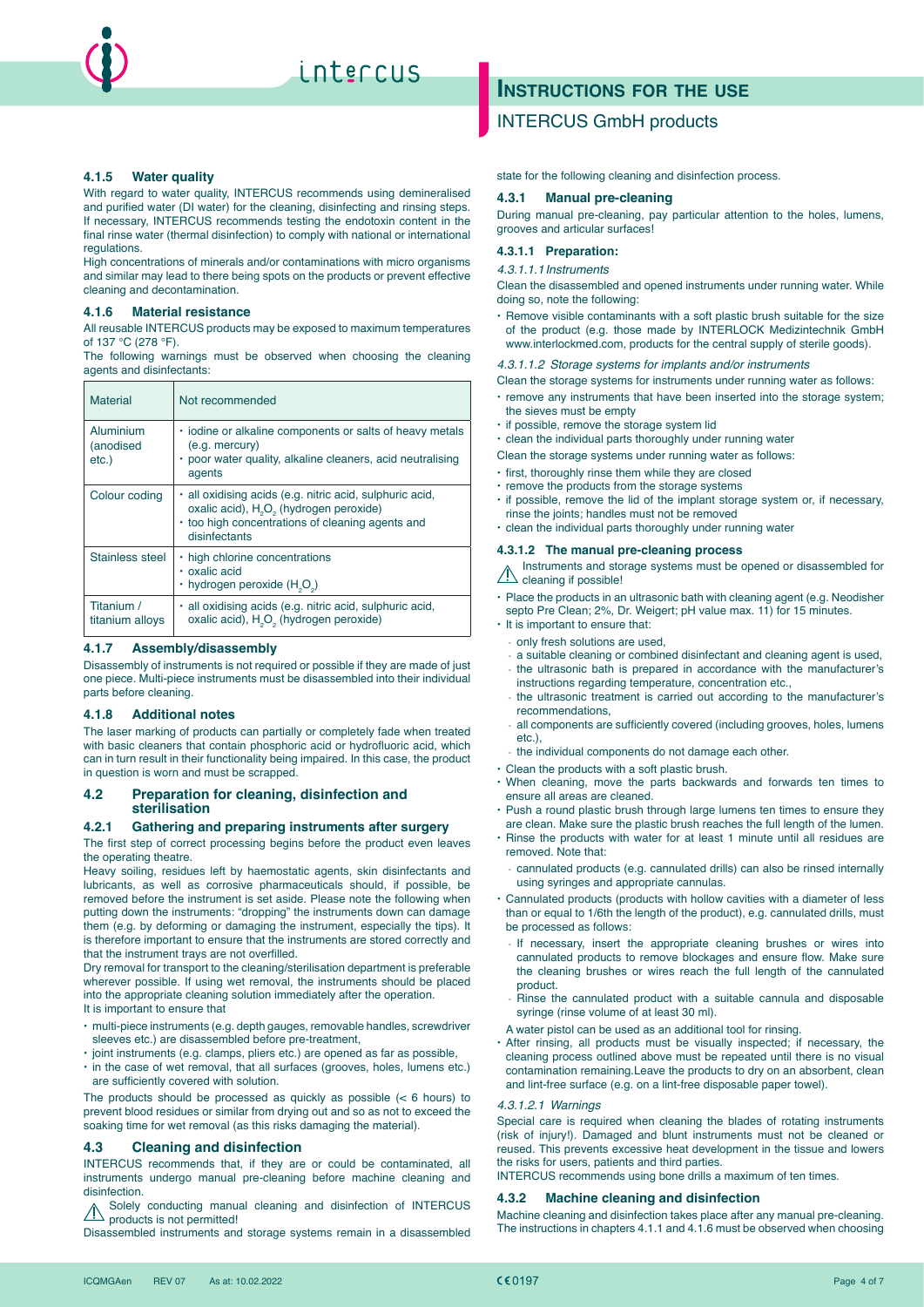#### 4.1.5 Water quality

With regard to water quality, INTERCUS recommends using demineralised and purified water (DI water) for the cleaning, disinfecting and rinsing steps. If necessary, INTERCUS recommends testing the endotoxin content in the final rinse water (thermal disinfection) to comply with national or international regulations.

High concentrations of minerals and/or contaminations with micro organisms and similar may lead to there being spots on the products or prevent effective cleaning and decontamination.

#### 4.1.6 Material resistance

All reusable INTERCUS products may be exposed to maximum temperatures of 137 °C (278 °F).

The following warnings must be observed when choosing the cleaning agents and disinfectants:

| Material | Not recommended |
|---|---|
| Aluminium (anodised etc.) | • iodine or alkaline components or salts of heavy metals (e.g. mercury)<br>• poor water quality, alkaline cleaners, acid neutralising agents |
| Colour coding | • all oxidising acids (e.g. nitric acid, sulphuric acid, oxalic acid), $H_2O_2$ (hydrogen peroxide)<br>• too high concentrations of cleaning agents and disinfectants |
| Stainless steel | • high chlorine concentrations<br>• oxalic acid<br>• hydrogen peroxide ($H_2O_2$) |
| Titanium / titanium alloys | • all oxidising acids (e.g. nitric acid, sulphuric acid, oxalic acid), $H_2O_2$ (hydrogen peroxide) |

#### 4.1.7 Assembly/disassembly

Disassembly of instruments is not required or possible if they are made of just one piece. Multi-piece instruments must be disassembled into their individual parts before cleaning.

#### 4.1.8 Additional notes

The laser marking of products can partially or completely fade when treated with basic cleaners that contain phosphoric acid or hydrofluoric acid, which can in turn result in their functionality being impaired. In this case, the product in question is worn and must be scrapped.

### 4.2 Preparation for cleaning, disinfection and sterilisation

#### 4.2.1 Gathering and preparing instruments after surgery

The first step of correct processing begins before the product even leaves the operating theatre.

Heavy soiling, residues left by haemostatic agents, skin disinfectants and lubricants, as well as corrosive pharmaceuticals should, if possible, be removed before the instrument is set aside. Please note the following when putting down the instruments: "dropping" the instruments down can damage them (e.g. by deforming or damaging the instrument, especially the tips). It is therefore important to ensure that the instruments are stored correctly and that the instrument trays are not overfilled.

Dry removal for transport to the cleaning/sterilisation department is preferable wherever possible. If using wet removal, the instruments should be placed into the appropriate cleaning solution immediately after the operation.

It is important to ensure that

- multi-piece instruments (e.g. depth gauges, removable handles, screwdriver sleeves etc.) are disassembled before pre-treatment,
- joint instruments (e.g. clamps, pliers etc.) are opened as far as possible,
- in the case of wet removal, that all surfaces (grooves, holes, lumens etc.) are sufficiently covered with solution.

The products should be processed as quickly as possible (< 6 hours) to prevent blood residues or similar from drying out and so as not to exceed the soaking time for wet removal (as this risks damaging the material).

### 4.3 Cleaning and disinfection

INTERCUS recommends that, if they are or could be contaminated, all instruments undergo manual pre-cleaning before machine cleaning and disinfection.

⚠ Solely conducting manual cleaning and disinfection of INTERCUS products is not permitted!

Disassembled instruments and storage systems remain in a disassembled state for the following cleaning and disinfection process.

#### 4.3.1 Manual pre-cleaning

During manual pre-cleaning, pay particular attention to the holes, lumens, grooves and articular surfaces!

#### 4.3.1.1 Preparation:

*4.3.1.1.1 Instruments*

Clean the disassembled and opened instruments under running water. While doing so, note the following:

- Remove visible contaminants with a soft plastic brush suitable for the size of the product (e.g. those made by INTERLOCK Medizintechnik GmbH www.interlockmed.com, products for the central supply of sterile goods).

*4.3.1.1.2 Storage systems for implants and/or instruments*

Clean the storage systems for instruments under running water as follows:

- remove any instruments that have been inserted into the storage system; the sieves must be empty
- if possible, remove the storage system lid
- clean the individual parts thoroughly under running water

Clean the storage systems under running water as follows:

- first, thoroughly rinse them while they are closed
- remove the products from the storage systems
- if possible, remove the lid of the implant storage system or, if necessary, rinse the joints; handles must not be removed
- clean the individual parts thoroughly under running water

#### 4.3.1.2 The manual pre-cleaning process

⚠ Instruments and storage systems must be opened or disassembled for cleaning if possible!

- Place the products in an ultrasonic bath with cleaning agent (e.g. Neodisher septo Pre Clean; 2%, Dr. Weigert; pH value max. 11) for 15 minutes.
- It is important to ensure that:
  - only fresh solutions are used,
  - a suitable cleaning or combined disinfectant and cleaning agent is used,
  - the ultrasonic bath is prepared in accordance with the manufacturer's instructions regarding temperature, concentration etc.,
  - the ultrasonic treatment is carried out according to the manufacturer's recommendations,
  - all components are sufficiently covered (including grooves, holes, lumens etc.),
  - the individual components do not damage each other.
- Clean the products with a soft plastic brush.
- When cleaning, move the parts backwards and forwards ten times to ensure all areas are cleaned.
- Push a round plastic brush through large lumens ten times to ensure they are clean. Make sure the plastic brush reaches the full length of the lumen.
- Rinse the products with water for at least 1 minute until all residues are removed. Note that:
  - cannulated products (e.g. cannulated drills) can also be rinsed internally using syringes and appropriate cannulas.
- Cannulated products (products with hollow cavities with a diameter of less than or equal to 1/6th the length of the product), e.g. cannulated drills, must be processed as follows:
  - If necessary, insert the appropriate cleaning brushes or wires into cannulated products to remove blockages and ensure flow. Make sure the cleaning brushes or wires reach the full length of the cannulated product.
  - Rinse the cannulated product with a suitable cannula and disposable syringe (rinse volume of at least 30 ml).

  A water pistol can be used as an additional tool for rinsing.
- After rinsing, all products must be visually inspected; if necessary, the cleaning process outlined above must be repeated until there is no visual contamination remaining.Leave the products to dry on an absorbent, clean and lint-free surface (e.g. on a lint-free disposable paper towel).

*4.3.1.2.1 Warnings*

Special care is required when cleaning the blades of rotating instruments (risk of injury!). Damaged and blunt instruments must not be cleaned or reused. This prevents excessive heat development in the tissue and lowers the risks for users, patients and third parties.

INTERCUS recommends using bone drills a maximum of ten times.

#### 4.3.2 Machine cleaning and disinfection

Machine cleaning and disinfection takes place after any manual pre-cleaning. The instructions in chapters 4.1.1 and 4.1.6 must be observed when choosing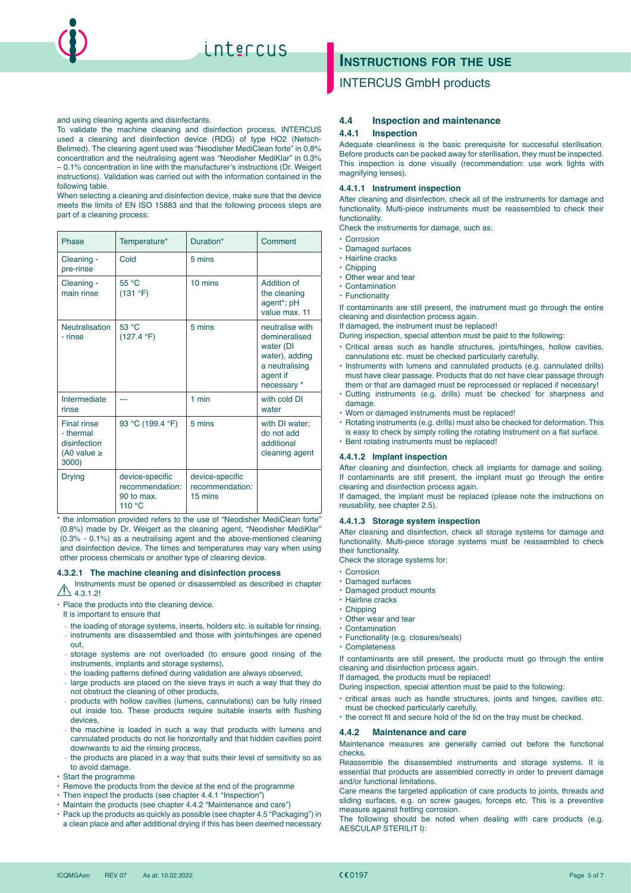and using cleaning agents and disinfectants.

To validate the machine cleaning and disinfection process, INTERCUS used a cleaning and disinfection device (RDG) of type HO2 (Netsch-Belimed). The cleaning agent used was "Neodisher MediClean forte" in 0.8% concentration and the neutralising agent was "Neodisher MediKlar" in 0.3% – 0.1% concentration in line with the manufacturer's instructions (Dr. Weigert instructions). Validation was carried out with the information contained in the following table.

When selecting a cleaning and disinfection device, make sure that the device meets the limits of EN ISO 15883 and that the following process steps are part of a cleaning process:

| Phase | Temperature* | Duration* | Comment |
|---|---|---|---|
| Cleaning - pre-rinse | Cold | 5 mins | |
| Cleaning - main rinse | 55 °C (131 °F) | 10 mins | Addition of the cleaning agent*; pH value max. 11 |
| Neutralisation - rinse | 53 °C (127.4 °F) | 5 mins | neutralise with demineralised water (DI water), adding a neutralising agent if necessary * |
| Intermediate rinse | --- | 1 min | with cold DI water |
| Final rinse - thermal disinfection (A0 value ≥ 3000) | 93 °C (199.4 °F) | 5 mins | with DI water; do not add additional cleaning agent |
| Drying | device-specific recommendation: 90 to max. 110 °C | device-specific recommendation: 15 mins | |

* the information provided refers to the use of "Neodisher MediClean forte" (0.8%) made by Dr. Weigert as the cleaning agent, "Neodisher MediKlar" (0.3% - 0.1%) as a neutralising agent and the above-mentioned cleaning and disinfection device. The times and temperatures may vary when using other process chemicals or another type of cleaning device.

#### 4.3.2.1 The machine cleaning and disinfection process

⚠ Instruments must be opened or disassembled as described in chapter 4.3.1.2!

- Place the products into the cleaning device.
  It is important to ensure that
  - the loading of storage systems, inserts, holders etc. is suitable for rinsing,
  - instruments are disassembled and those with joints/hinges are opened out,
  - storage systems are not overloaded (to ensure good rinsing of the instruments, implants and storage systems),
  - the loading patterns defined during validation are always observed,
  - large products are placed on the sieve trays in such a way that they do not obstruct the cleaning of other products,
  - products with hollow cavities (lumens, cannulations) can be fully rinsed out inside too. These products require suitable inserts with flushing devices,
  - the machine is loaded in such a way that products with lumens and cannulated products do not lie horizontally and that hidden cavities point downwards to aid the rinsing process,
  - the products are placed in a way that suits their level of sensitivity so as to avoid damage.
- Start the programme
- Remove the products from the device at the end of the programme
- Then inspect the products (see chapter 4.4.1 "Inspection")
- Maintain the products (see chapter 4.4.2 "Maintenance and care")
- Pack up the products as quickly as possible (see chapter 4.5 "Packaging") in a clean place and after additional drying if this has been deemed necessary

## 4.4 Inspection and maintenance

### 4.4.1 Inspection

Adequate cleanliness is the basic prerequisite for successful sterilisation. Before products can be packed away for sterilisation, they must be inspected. This inspection is done visually (recommendation: use work lights with magnifying lenses).

#### 4.4.1.1 Instrument inspection

After cleaning and disinfection, check all of the instruments for damage and functionality. Multi-piece instruments must be reassembled to check their functionality.

Check the instruments for damage, such as:

- Corrosion
- Damaged surfaces
- Hairline cracks
- Chipping
- Other wear and tear
- Contamination
- Functionality

If contaminants are still present, the instrument must go through the entire cleaning and disinfection process again.

If damaged, the instrument must be replaced!

During inspection, special attention must be paid to the following:

- Critical areas such as handle structures, joints/hinges, hollow cavities, cannulations etc. must be checked particularly carefully.
- Instruments with lumens and cannulated products (e.g. cannulated drills) must have clear passage. Products that do not have clear passage through them or that are damaged must be reprocessed or replaced if necessary!
- Cutting instruments (e.g. drills) must be checked for sharpness and damage.
- Worn or damaged instruments must be replaced!
- Rotating instruments (e.g. drills) must also be checked for deformation. This is easy to check by simply rolling the rotating instrument on a flat surface.
- Bent rotating instruments must be replaced!

#### 4.4.1.2 Implant inspection

After cleaning and disinfection, check all implants for damage and soiling. If contaminants are still present, the implant must go through the entire cleaning and disinfection process again.

If damaged, the implant must be replaced (please note the instructions on reusability, see chapter 2.5).

#### 4.4.1.3 Storage system inspection

After cleaning and disinfection, check all storage systems for damage and functionality. Multi-piece storage systems must be reassembled to check their functionality.

Check the storage systems for:

- Corrosion
- Damaged surfaces
- Damaged product mounts
- Hairline cracks
- Chipping
- Other wear and tear
- Contamination
- Functionality (e.g. closures/seals)
- Completeness

If contaminants are still present, the products must go through the entire cleaning and disinfection process again.

If damaged, the products must be replaced!

During inspection, special attention must be paid to the following:

- critical areas such as handle structures, joints and hinges, cavities etc. must be checked particularly carefully,
- the correct fit and secure hold of the lid on the tray must be checked.

### 4.4.2 Maintenance and care

Maintenance measures are generally carried out before the functional checks.

Reassemble the disassembled instruments and storage systems. It is essential that products are assembled correctly in order to prevent damage and/or functional limitations.

Care means the targeted application of care products to joints, threads and sliding surfaces, e.g. on screw gauges, forceps etc. This is a preventive measure against fretting corrosion.

The following should be noted when dealing with care products (e.g. AESCULAP STERILIT I):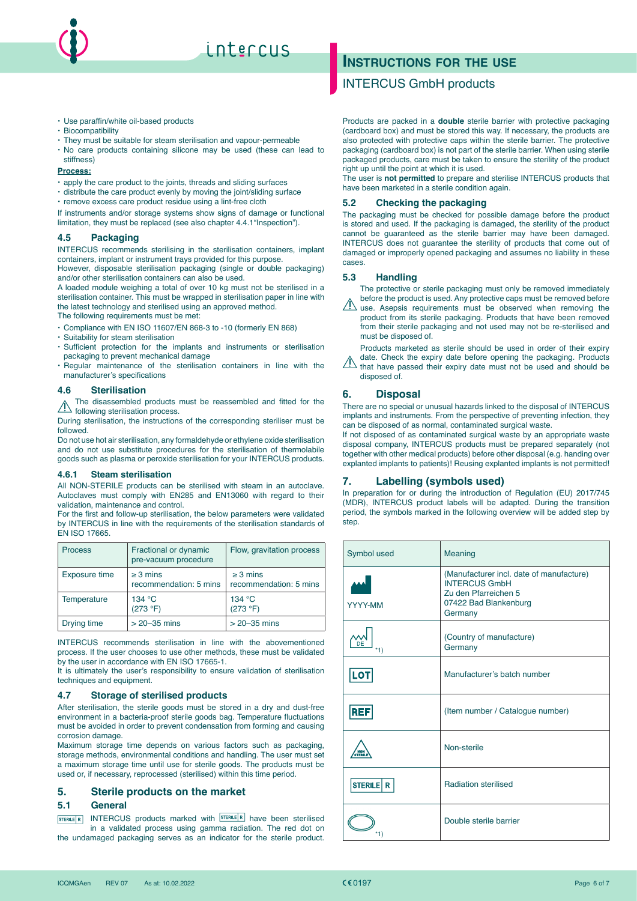- Use paraffin/white oil-based products
- Biocompatibility
- They must be suitable for steam sterilisation and vapour-permeable
- No care products containing silicone may be used (these can lead to stiffness)

**Process:**

- apply the care product to the joints, threads and sliding surfaces
- distribute the care product evenly by moving the joint/sliding surface
- remove excess care product residue using a lint-free cloth

If instruments and/or storage systems show signs of damage or functional limitation, they must be replaced (see also chapter 4.4.1"Inspection").

### 4.5 Packaging

INTERCUS recommends sterilising in the sterilisation containers, implant containers, implant or instrument trays provided for this purpose.
However, disposable sterilisation packaging (single or double packaging) and/or other sterilisation containers can also be used.
A loaded module weighing a total of over 10 kg must not be sterilised in a sterilisation container. This must be wrapped in sterilisation paper in line with the latest technology and sterilised using an approved method.
The following requirements must be met:

- Compliance with EN ISO 11607/EN 868-3 to -10 (formerly EN 868)
- Suitability for steam sterilisation
- Sufficient protection for the implants and instruments or sterilisation packaging to prevent mechanical damage
- Regular maintenance of the sterilisation containers in line with the manufacturer's specifications

### 4.6 Sterilisation

⚠ The disassembled products must be reassembled and fitted for the following sterilisation process.

During sterilisation, the instructions of the corresponding steriliser must be followed.

Do not use hot air sterilisation, any formaldehyde or ethylene oxide sterilisation and do not use substitute procedures for the sterilisation of thermolabile goods such as plasma or peroxide sterilisation for your INTERCUS products.

#### 4.6.1 Steam sterilisation

All NON-STERILE products can be sterilised with steam in an autoclave. Autoclaves must comply with EN285 and EN13060 with regard to their validation, maintenance and control.
For the first and follow-up sterilisation, the below parameters were validated by INTERCUS in line with the requirements of the sterilisation standards of EN ISO 17665.

| Process | Fractional or dynamic pre-vacuum procedure | Flow, gravitation process |
|---|---|---|
| Exposure time | ≥ 3 mins recommendation: 5 mins | ≥ 3 mins recommendation: 5 mins |
| Temperature | 134 °C (273 °F) | 134 °C (273 °F) |
| Drying time | > 20–35 mins | > 20–35 mins |

INTERCUS recommends sterilisation in line with the abovementioned process. If the user chooses to use other methods, these must be validated by the user in accordance with EN ISO 17665-1.
It is ultimately the user's responsibility to ensure validation of sterilisation techniques and equipment.

### 4.7 Storage of sterilised products

After sterilisation, the sterile goods must be stored in a dry and dust-free environment in a bacteria-proof sterile goods bag. Temperature fluctuations must be avoided in order to prevent condensation from forming and causing corrosion damage.
Maximum storage time depends on various factors such as packaging, storage methods, environmental conditions and handling. The user must set a maximum storage time until use for sterile goods. The products must be used or, if necessary, reprocessed (sterilised) within this time period.

## 5. Sterile products on the market

### 5.1 General

STERILE R INTERCUS products marked with STERILE R have been sterilised in a validated process using gamma radiation. The red dot on the undamaged packaging serves as an indicator for the sterile product. Products are packed in a **double** sterile barrier with protective packaging (cardboard box) and must be stored this way. If necessary, the products are also protected with protective caps within the sterile barrier. The protective packaging (cardboard box) is not part of the sterile barrier. When using sterile packaged products, care must be taken to ensure the sterility of the product right up until the point at which it is used.
The user is **not permitted** to prepare and sterilise INTERCUS products that have been marketed in a sterile condition again.

### 5.2 Checking the packaging

The packaging must be checked for possible damage before the product is stored and used. If the packaging is damaged, the sterility of the product cannot be guaranteed as the sterile barrier may have been damaged. INTERCUS does not guarantee the sterility of products that come out of damaged or improperly opened packaging and assumes no liability in these cases.

### 5.3 Handling

⚠ The protective or sterile packaging must only be removed immediately before the product is used. Any protective caps must be removed before use. Asepsis requirements must be observed when removing the product from its sterile packaging. Products that have been removed from their sterile packaging and not used may not be re-sterilised and must be disposed of.

⚠ Products marketed as sterile should be used in order of their expiry date. Check the expiry date before opening the packaging. Products that have passed their expiry date must not be used and should be disposed of.

## 6. Disposal

There are no special or unusual hazards linked to the disposal of INTERCUS implants and instruments. From the perspective of preventing infection, they can be disposed of as normal, contaminated surgical waste.
If not disposed of as contaminated surgical waste by an appropriate waste disposal company, INTERCUS products must be prepared separately (not together with other medical products) before other disposal (e.g. handing over explanted implants to patients)! Reusing explanted implants is not permitted!

## 7. Labelling (symbols used)

In preparation for or during the introduction of Regulation (EU) 2017/745 (MDR), INTERCUS product labels will be adapted. During the transition period, the symbols marked in the following overview will be added step by step.

| Symbol used | Meaning |
|---|---|
| YYYY-MM | (Manufacturer incl. date of manufacture) INTERCUS GmbH Zu den Pfarreichen 5 07422 Bad Blankenburg Germany |
| DE *1) | (Country of manufacture) Germany |
| LOT | Manufacturer's batch number |
| REF | (Item number / Catalogue number) |
| NON STERILE | Non-sterile |
| STERILE R | Radiation sterilised |
| *1) | Double sterile barrier |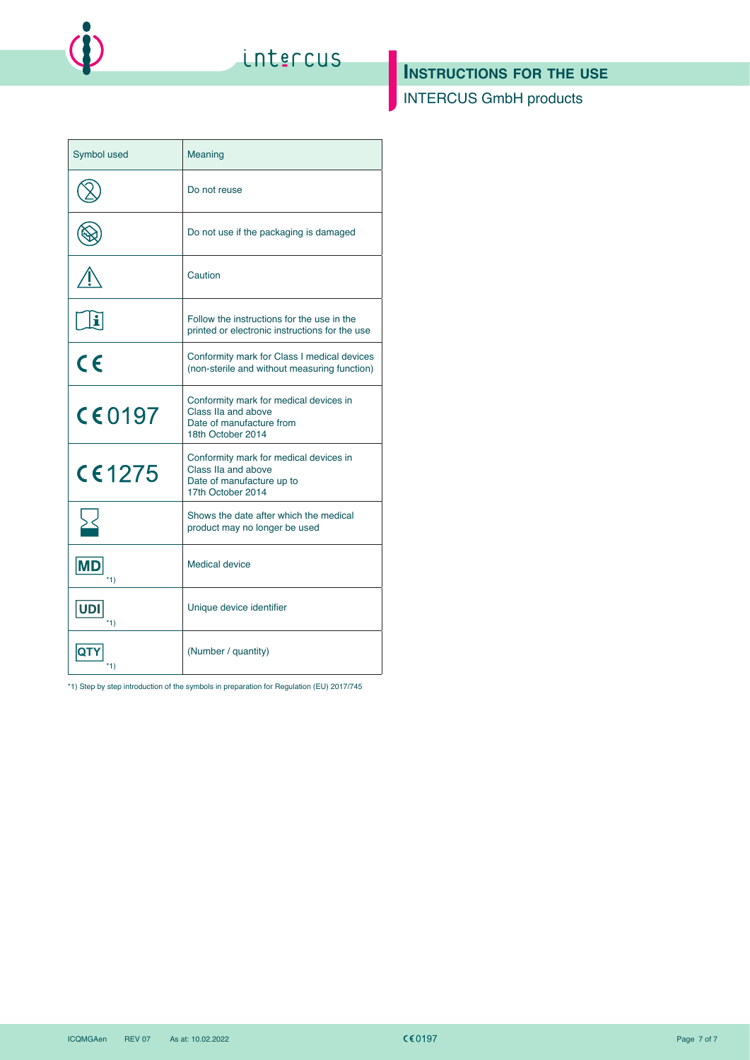| Symbol used | Meaning |
|---|---|
| | Do not reuse |
| | Do not use if the packaging is damaged |
| | Caution |
| | Follow the instructions for the use in the printed or electronic instructions for the use |
| CE | Conformity mark for Class I medical devices (non-sterile and without measuring function) |
| CE 0197 | Conformity mark for medical devices in Class IIa and above Date of manufacture from 18th October 2014 |
| CE 1275 | Conformity mark for medical devices in Class IIa and above Date of manufacture up to 17th October 2014 |
| | Shows the date after which the medical product may no longer be used |
| MD *1) | Medical device |
| UDI *1) | Unique device identifier |
| QTY *1) | (Number / quantity) |

*1) Step by step introduction of the symbols in preparation for Regulation (EU) 2017/745